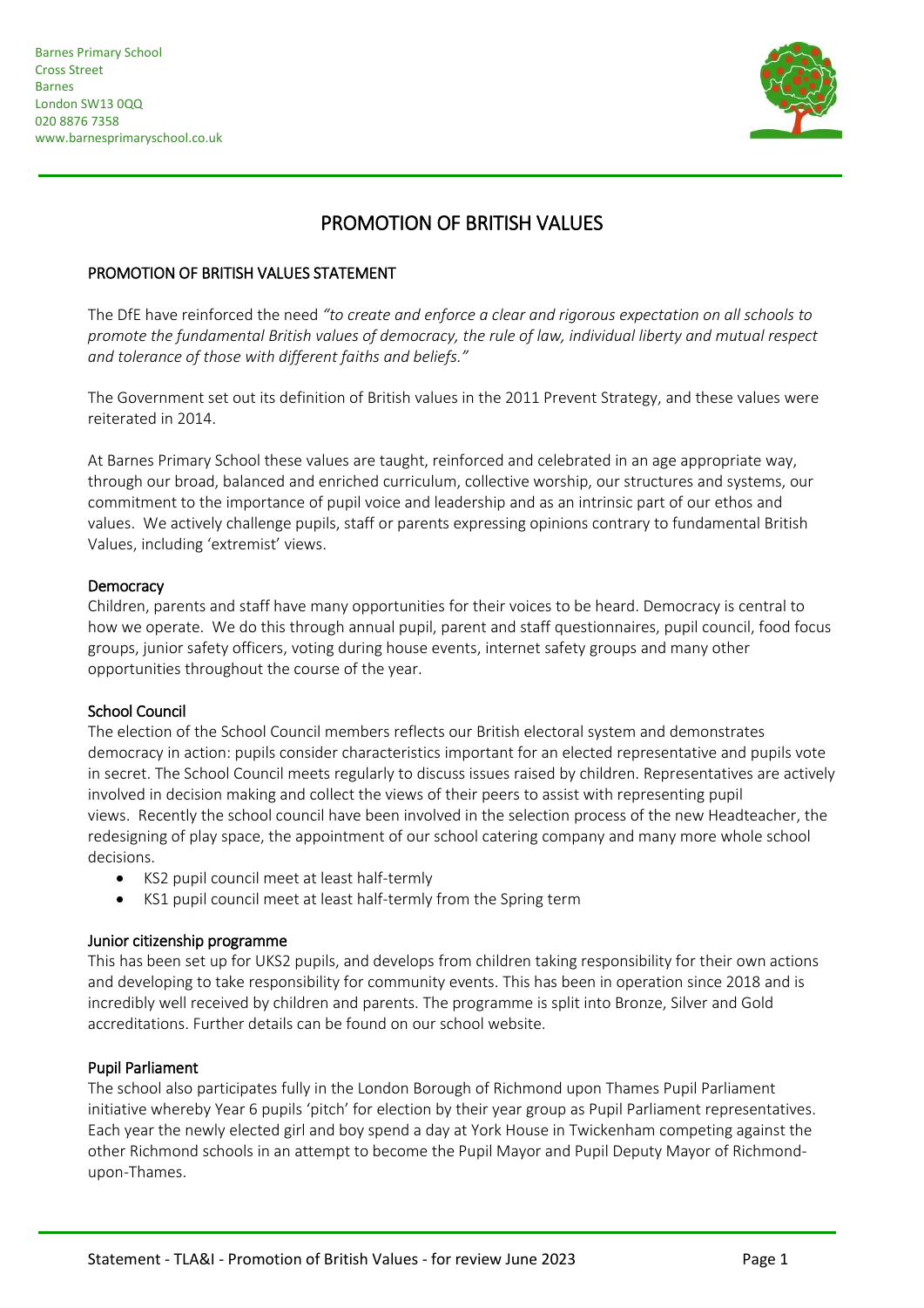Barnes Primary School
Cross Street
Barnes
London SW13 0QQ
020 8876 7358
www.barnesprimaryschool.co.uk

# PROMOTION OF BRITISH VALUES

## PROMOTION OF BRITISH VALUES STATEMENT

The DfE have reinforced the need *"to create and enforce a clear and rigorous expectation on all schools to promote the fundamental British values of democracy, the rule of law, individual liberty and mutual respect and tolerance of those with different faiths and beliefs."*

The Government set out its definition of British values in the 2011 Prevent Strategy, and these values were reiterated in 2014.

At Barnes Primary School these values are taught, reinforced and celebrated in an age appropriate way, through our broad, balanced and enriched curriculum, collective worship, our structures and systems, our commitment to the importance of pupil voice and leadership and as an intrinsic part of our ethos and values. We actively challenge pupils, staff or parents expressing opinions contrary to fundamental British Values, including 'extremist' views.

### Democracy

Children, parents and staff have many opportunities for their voices to be heard. Democracy is central to how we operate. We do this through annual pupil, parent and staff questionnaires, pupil council, food focus groups, junior safety officers, voting during house events, internet safety groups and many other opportunities throughout the course of the year.

### School Council

The election of the School Council members reflects our British electoral system and demonstrates democracy in action: pupils consider characteristics important for an elected representative and pupils vote in secret. The School Council meets regularly to discuss issues raised by children. Representatives are actively involved in decision making and collect the views of their peers to assist with representing pupil views. Recently the school council have been involved in the selection process of the new Headteacher, the redesigning of play space, the appointment of our school catering company and many more whole school decisions.

- KS2 pupil council meet at least half-termly
- KS1 pupil council meet at least half-termly from the Spring term

### Junior citizenship programme

This has been set up for UKS2 pupils, and develops from children taking responsibility for their own actions and developing to take responsibility for community events. This has been in operation since 2018 and is incredibly well received by children and parents. The programme is split into Bronze, Silver and Gold accreditations. Further details can be found on our school website.

### Pupil Parliament

The school also participates fully in the London Borough of Richmond upon Thames Pupil Parliament initiative whereby Year 6 pupils 'pitch' for election by their year group as Pupil Parliament representatives. Each year the newly elected girl and boy spend a day at York House in Twickenham competing against the other Richmond schools in an attempt to become the Pupil Mayor and Pupil Deputy Mayor of Richmond-upon-Thames.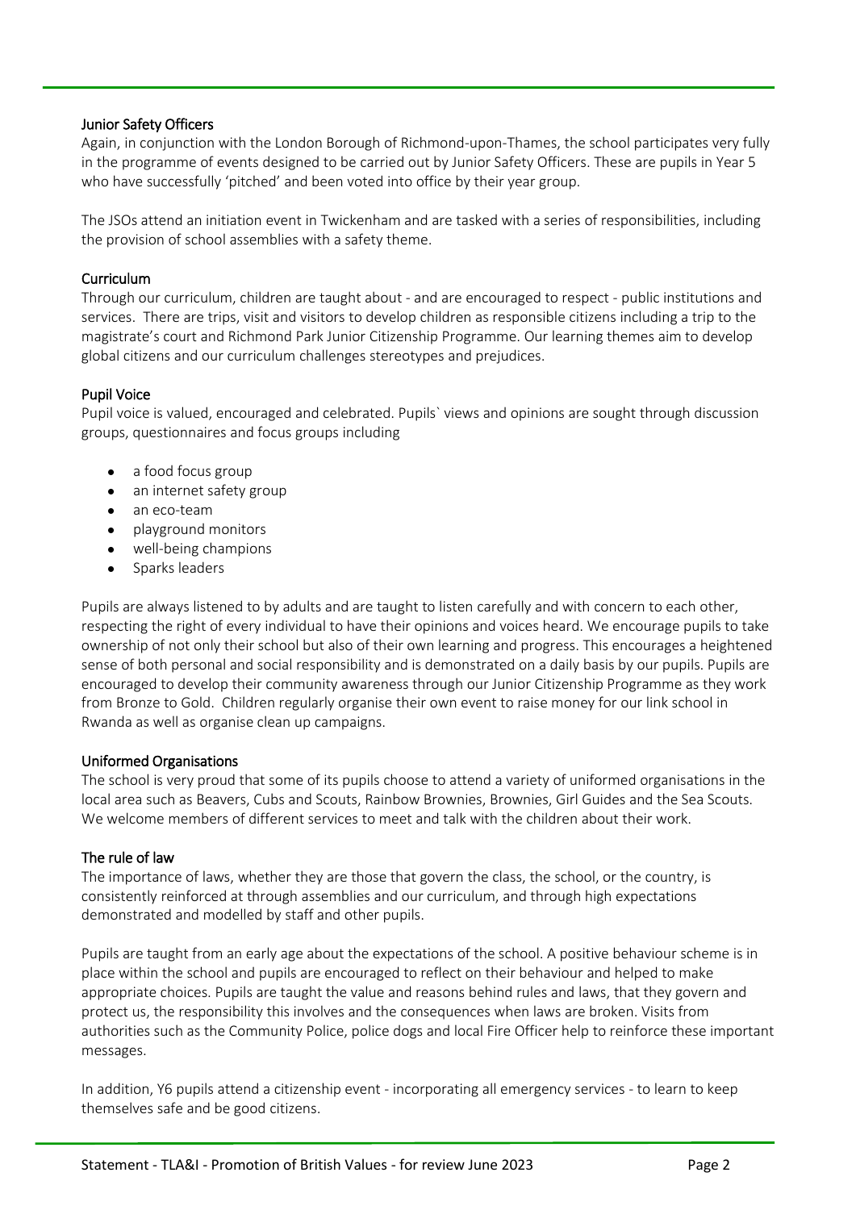### Junior Safety Officers

Again, in conjunction with the London Borough of Richmond-upon-Thames, the school participates very fully in the programme of events designed to be carried out by Junior Safety Officers. These are pupils in Year 5 who have successfully 'pitched' and been voted into office by their year group.

The JSOs attend an initiation event in Twickenham and are tasked with a series of responsibilities, including the provision of school assemblies with a safety theme.

### Curriculum

Through our curriculum, children are taught about - and are encouraged to respect - public institutions and services. There are trips, visit and visitors to develop children as responsible citizens including a trip to the magistrate's court and Richmond Park Junior Citizenship Programme. Our learning themes aim to develop global citizens and our curriculum challenges stereotypes and prejudices.

### Pupil Voice

Pupil voice is valued, encouraged and celebrated. Pupils` views and opinions are sought through discussion groups, questionnaires and focus groups including

- a food focus group
- an internet safety group
- an eco-team
- playground monitors
- well-being champions
- Sparks leaders

Pupils are always listened to by adults and are taught to listen carefully and with concern to each other, respecting the right of every individual to have their opinions and voices heard. We encourage pupils to take ownership of not only their school but also of their own learning and progress. This encourages a heightened sense of both personal and social responsibility and is demonstrated on a daily basis by our pupils. Pupils are encouraged to develop their community awareness through our Junior Citizenship Programme as they work from Bronze to Gold. Children regularly organise their own event to raise money for our link school in Rwanda as well as organise clean up campaigns.

### Uniformed Organisations

The school is very proud that some of its pupils choose to attend a variety of uniformed organisations in the local area such as Beavers, Cubs and Scouts, Rainbow Brownies, Brownies, Girl Guides and the Sea Scouts. We welcome members of different services to meet and talk with the children about their work.

### The rule of law

The importance of laws, whether they are those that govern the class, the school, or the country, is consistently reinforced at through assemblies and our curriculum, and through high expectations demonstrated and modelled by staff and other pupils.

Pupils are taught from an early age about the expectations of the school. A positive behaviour scheme is in place within the school and pupils are encouraged to reflect on their behaviour and helped to make appropriate choices. Pupils are taught the value and reasons behind rules and laws, that they govern and protect us, the responsibility this involves and the consequences when laws are broken. Visits from authorities such as the Community Police, police dogs and local Fire Officer help to reinforce these important messages.

In addition, Y6 pupils attend a citizenship event - incorporating all emergency services - to learn to keep themselves safe and be good citizens.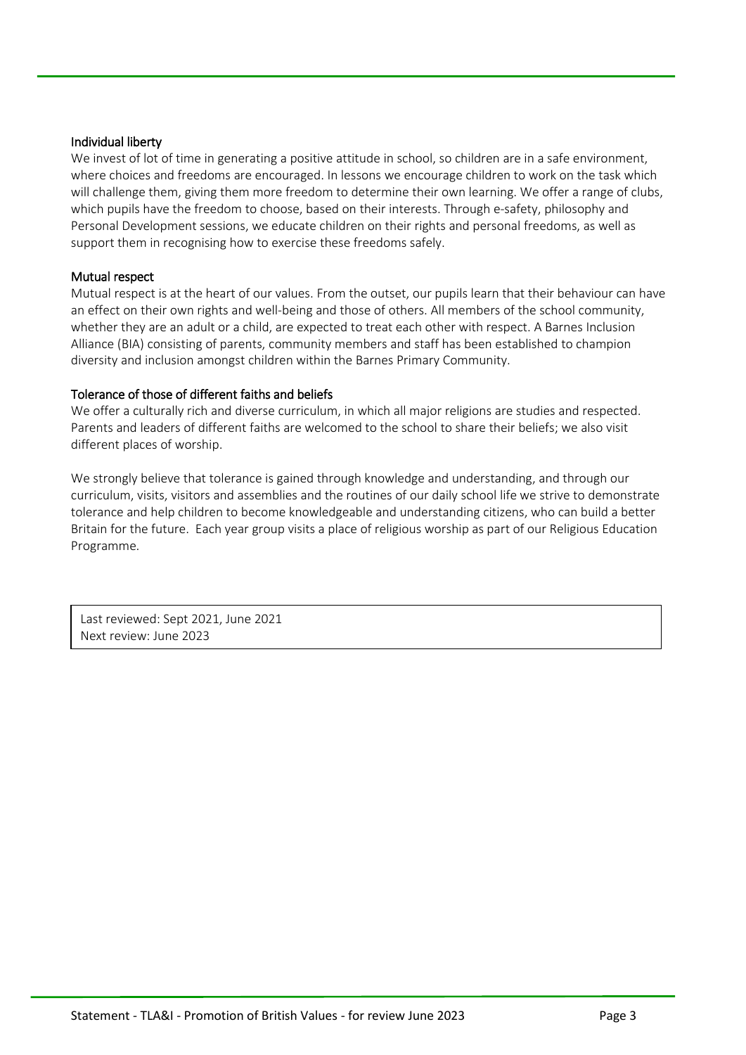### Individual liberty

We invest of lot of time in generating a positive attitude in school, so children are in a safe environment, where choices and freedoms are encouraged. In lessons we encourage children to work on the task which will challenge them, giving them more freedom to determine their own learning. We offer a range of clubs, which pupils have the freedom to choose, based on their interests. Through e-safety, philosophy and Personal Development sessions, we educate children on their rights and personal freedoms, as well as support them in recognising how to exercise these freedoms safely.

### Mutual respect

Mutual respect is at the heart of our values. From the outset, our pupils learn that their behaviour can have an effect on their own rights and well-being and those of others. All members of the school community, whether they are an adult or a child, are expected to treat each other with respect. A Barnes Inclusion Alliance (BIA) consisting of parents, community members and staff has been established to champion diversity and inclusion amongst children within the Barnes Primary Community.

### Tolerance of those of different faiths and beliefs

We offer a culturally rich and diverse curriculum, in which all major religions are studies and respected. Parents and leaders of different faiths are welcomed to the school to share their beliefs; we also visit different places of worship.

We strongly believe that tolerance is gained through knowledge and understanding, and through our curriculum, visits, visitors and assemblies and the routines of our daily school life we strive to demonstrate tolerance and help children to become knowledgeable and understanding citizens, who can build a better Britain for the future. Each year group visits a place of religious worship as part of our Religious Education Programme.

Last reviewed: Sept 2021, June 2021
Next review: June 2023